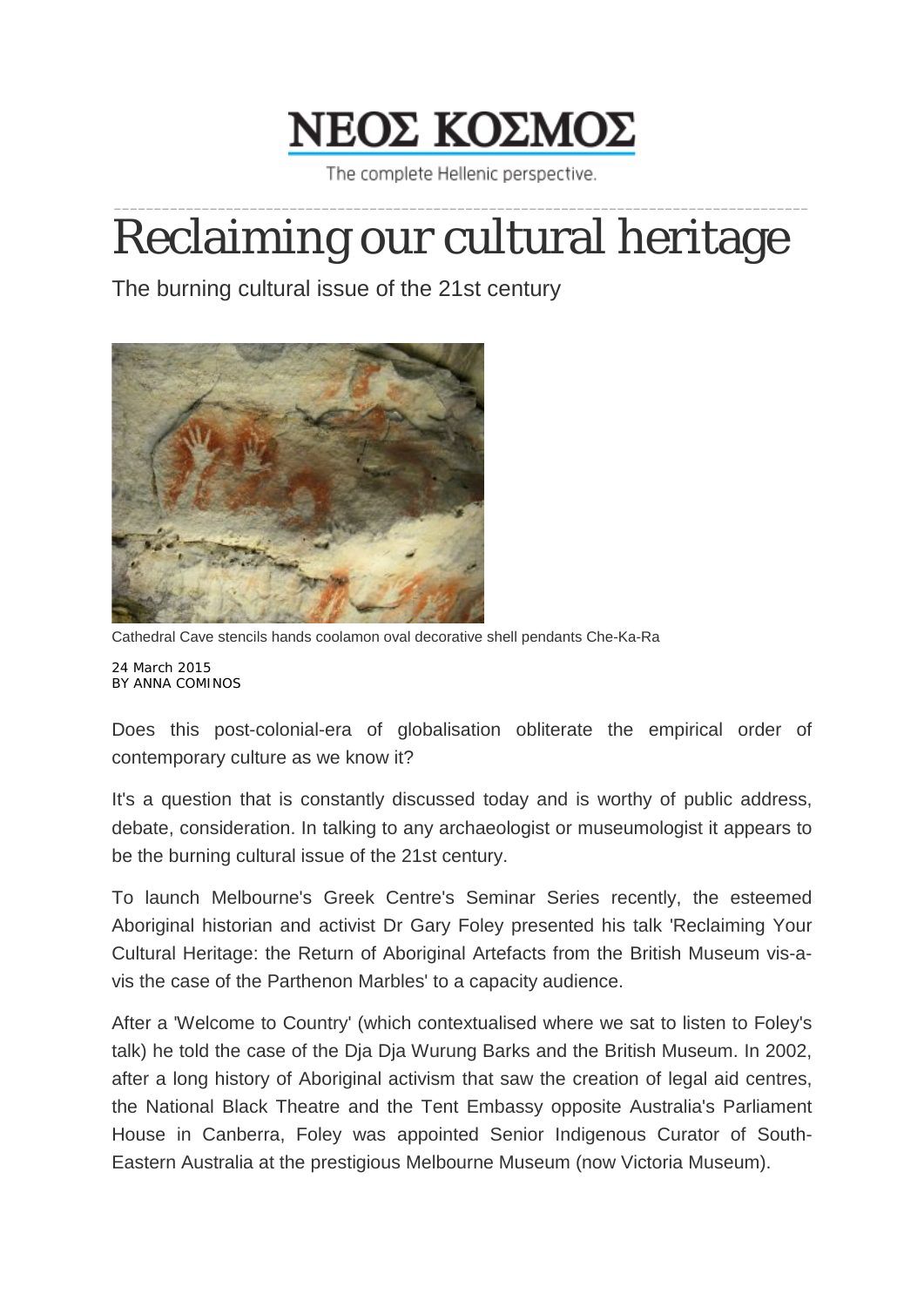NEOΣ KOΣMOΣ

The complete Hellenic perspective.

# Reclaiming our cultural heritage

The burning cultural issue of the 21st century

Cathedral Cave stencils hands coolamon oval decorative shell pendants Che-Ka-Ra

24 March 2015
BY ANNA COMINOS

Does this post-colonial-era of globalisation obliterate the empirical order of contemporary culture as we know it?

It's a question that is constantly discussed today and is worthy of public address, debate, consideration. In talking to any archaeologist or museumologist it appears to be the burning cultural issue of the 21st century.

To launch Melbourne's Greek Centre's Seminar Series recently, the esteemed Aboriginal historian and activist Dr Gary Foley presented his talk 'Reclaiming Your Cultural Heritage: the Return of Aboriginal Artefacts from the British Museum vis-a-vis the case of the Parthenon Marbles' to a capacity audience.

After a 'Welcome to Country' (which contextualised where we sat to listen to Foley's talk) he told the case of the Dja Dja Wurung Barks and the British Museum. In 2002, after a long history of Aboriginal activism that saw the creation of legal aid centres, the National Black Theatre and the Tent Embassy opposite Australia's Parliament House in Canberra, Foley was appointed Senior Indigenous Curator of South-Eastern Australia at the prestigious Melbourne Museum (now Victoria Museum).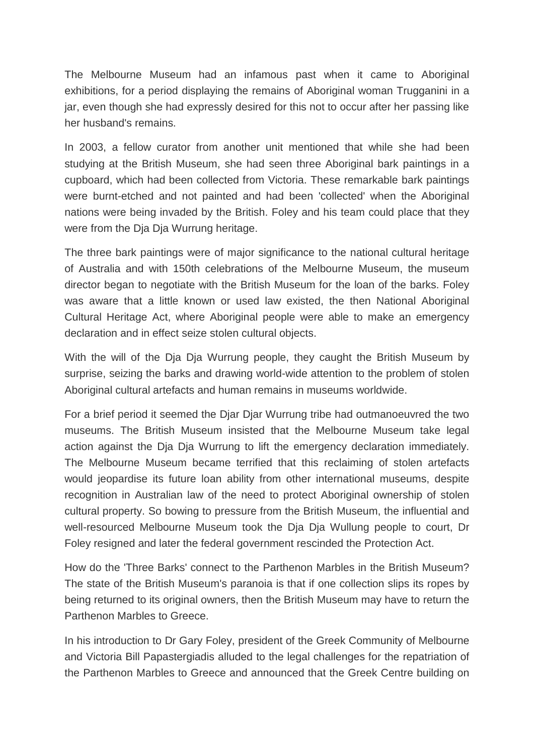The Melbourne Museum had an infamous past when it came to Aboriginal exhibitions, for a period displaying the remains of Aboriginal woman Trugganini in a jar, even though she had expressly desired for this not to occur after her passing like her husband's remains.

In 2003, a fellow curator from another unit mentioned that while she had been studying at the British Museum, she had seen three Aboriginal bark paintings in a cupboard, which had been collected from Victoria. These remarkable bark paintings were burnt-etched and not painted and had been 'collected' when the Aboriginal nations were being invaded by the British. Foley and his team could place that they were from the Dja Dja Wurrung heritage.

The three bark paintings were of major significance to the national cultural heritage of Australia and with 150th celebrations of the Melbourne Museum, the museum director began to negotiate with the British Museum for the loan of the barks. Foley was aware that a little known or used law existed, the then National Aboriginal Cultural Heritage Act, where Aboriginal people were able to make an emergency declaration and in effect seize stolen cultural objects.

With the will of the Dja Dja Wurrung people, they caught the British Museum by surprise, seizing the barks and drawing world-wide attention to the problem of stolen Aboriginal cultural artefacts and human remains in museums worldwide.

For a brief period it seemed the Djar Djar Wurrung tribe had outmanoeuvred the two museums. The British Museum insisted that the Melbourne Museum take legal action against the Dja Dja Wurrung to lift the emergency declaration immediately. The Melbourne Museum became terrified that this reclaiming of stolen artefacts would jeopardise its future loan ability from other international museums, despite recognition in Australian law of the need to protect Aboriginal ownership of stolen cultural property. So bowing to pressure from the British Museum, the influential and well-resourced Melbourne Museum took the Dja Dja Wullung people to court, Dr Foley resigned and later the federal government rescinded the Protection Act.

How do the 'Three Barks' connect to the Parthenon Marbles in the British Museum? The state of the British Museum's paranoia is that if one collection slips its ropes by being returned to its original owners, then the British Museum may have to return the Parthenon Marbles to Greece.

In his introduction to Dr Gary Foley, president of the Greek Community of Melbourne and Victoria Bill Papastergiadis alluded to the legal challenges for the repatriation of the Parthenon Marbles to Greece and announced that the Greek Centre building on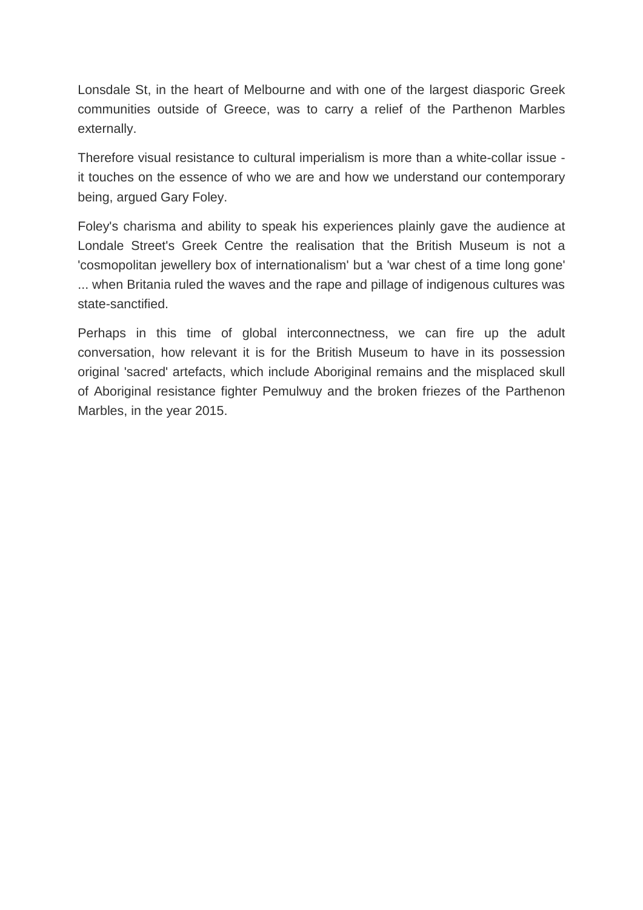Lonsdale St, in the heart of Melbourne and with one of the largest diasporic Greek communities outside of Greece, was to carry a relief of the Parthenon Marbles externally.

Therefore visual resistance to cultural imperialism is more than a white-collar issue - it touches on the essence of who we are and how we understand our contemporary being, argued Gary Foley.

Foley's charisma and ability to speak his experiences plainly gave the audience at Londale Street's Greek Centre the realisation that the British Museum is not a 'cosmopolitan jewellery box of internationalism' but a 'war chest of a time long gone' ... when Britania ruled the waves and the rape and pillage of indigenous cultures was state-sanctified.

Perhaps in this time of global interconnectness, we can fire up the adult conversation, how relevant it is for the British Museum to have in its possession original 'sacred' artefacts, which include Aboriginal remains and the misplaced skull of Aboriginal resistance fighter Pemulwuy and the broken friezes of the Parthenon Marbles, in the year 2015.